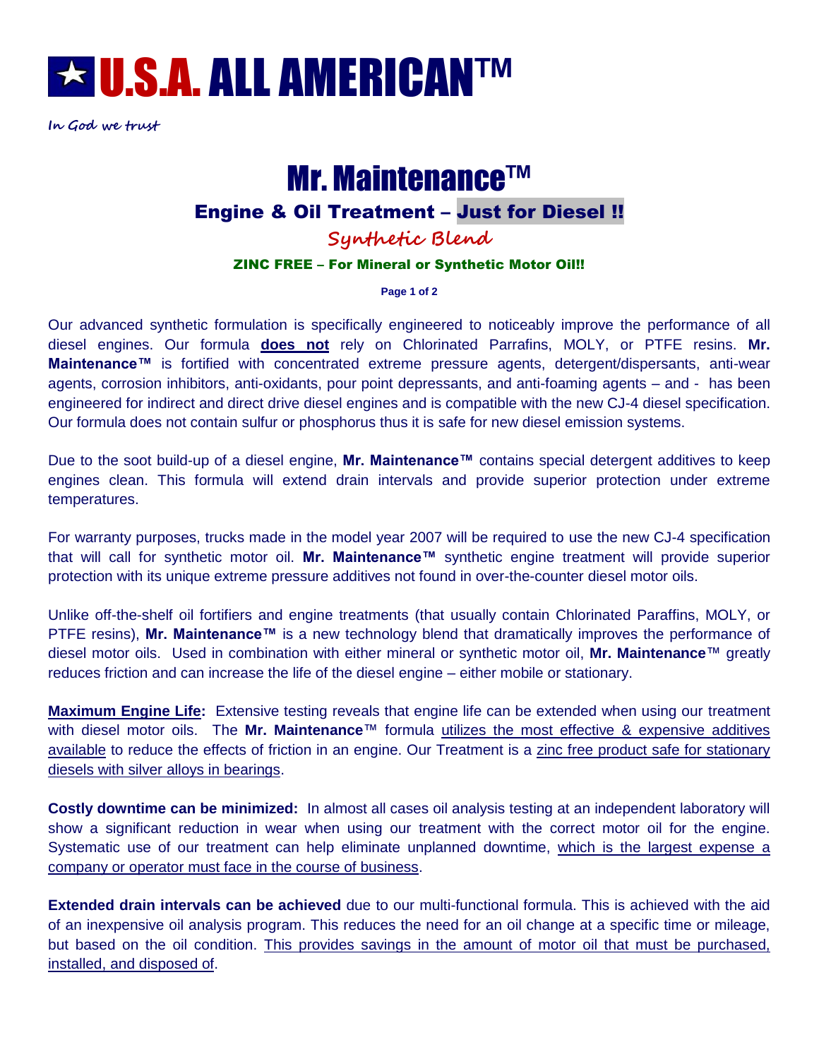# ★ U.S.A. ALL AMERICAN™

*In God we trust*

# Mr. Maintenance™

## Engine & Oil Treatment – Just for Diesel !!

### Synthetic Blend

**ZINC FREE – For Mineral or Synthetic Motor Oil!!**

Our advanced synthetic formulation is specifically engineered to noticeably improve the performance of all diesel engines. Our formula **does not** rely on Chlorinated Parrafins, MOLY, or PTFE resins. **Mr. Maintenance™** is fortified with concentrated extreme pressure agents, detergent/dispersants, anti-wear agents, corrosion inhibitors, anti-oxidants, pour point depressants, and anti-foaming agents – and - has been engineered for indirect and direct drive diesel engines and is compatible with the new CJ-4 diesel specification. Our formula does not contain sulfur or phosphorus thus it is safe for new diesel emission systems.

Due to the soot build-up of a diesel engine, **Mr. Maintenance™** contains special detergent additives to keep engines clean. This formula will extend drain intervals and provide superior protection under extreme temperatures.

For warranty purposes, trucks made in the model year 2007 will be required to use the new CJ-4 specification that will call for synthetic motor oil. **Mr. Maintenance™** synthetic engine treatment will provide superior protection with its unique extreme pressure additives not found in over-the-counter diesel motor oils.

Unlike off-the-shelf oil fortifiers and engine treatments (that usually contain Chlorinated Paraffins, MOLY, or PTFE resins), **Mr. Maintenance™** is a new technology blend that dramatically improves the performance of diesel motor oils. Used in combination with either mineral or synthetic motor oil, **Mr. Maintenance**™ greatly reduces friction and can increase the life of the diesel engine – either mobile or stationary.

**Maximum Engine Life:** Extensive testing reveals that engine life can be extended when using our treatment with diesel motor oils. The **Mr. Maintenance**™ formula utilizes the most effective & expensive additives available to reduce the effects of friction in an engine. Our Treatment is a zinc free product safe for stationary diesels with silver alloys in bearings.

**Costly downtime can be minimized:** In almost all cases oil analysis testing at an independent laboratory will show a significant reduction in wear when using our treatment with the correct motor oil for the engine. Systematic use of our treatment can help eliminate unplanned downtime, which is the largest expense a company or operator must face in the course of business.

**Extended drain intervals can be achieved** due to our multi-functional formula. This is achieved with the aid of an inexpensive oil analysis program. This reduces the need for an oil change at a specific time or mileage, but based on the oil condition. This provides savings in the amount of motor oil that must be purchased, installed, and disposed of.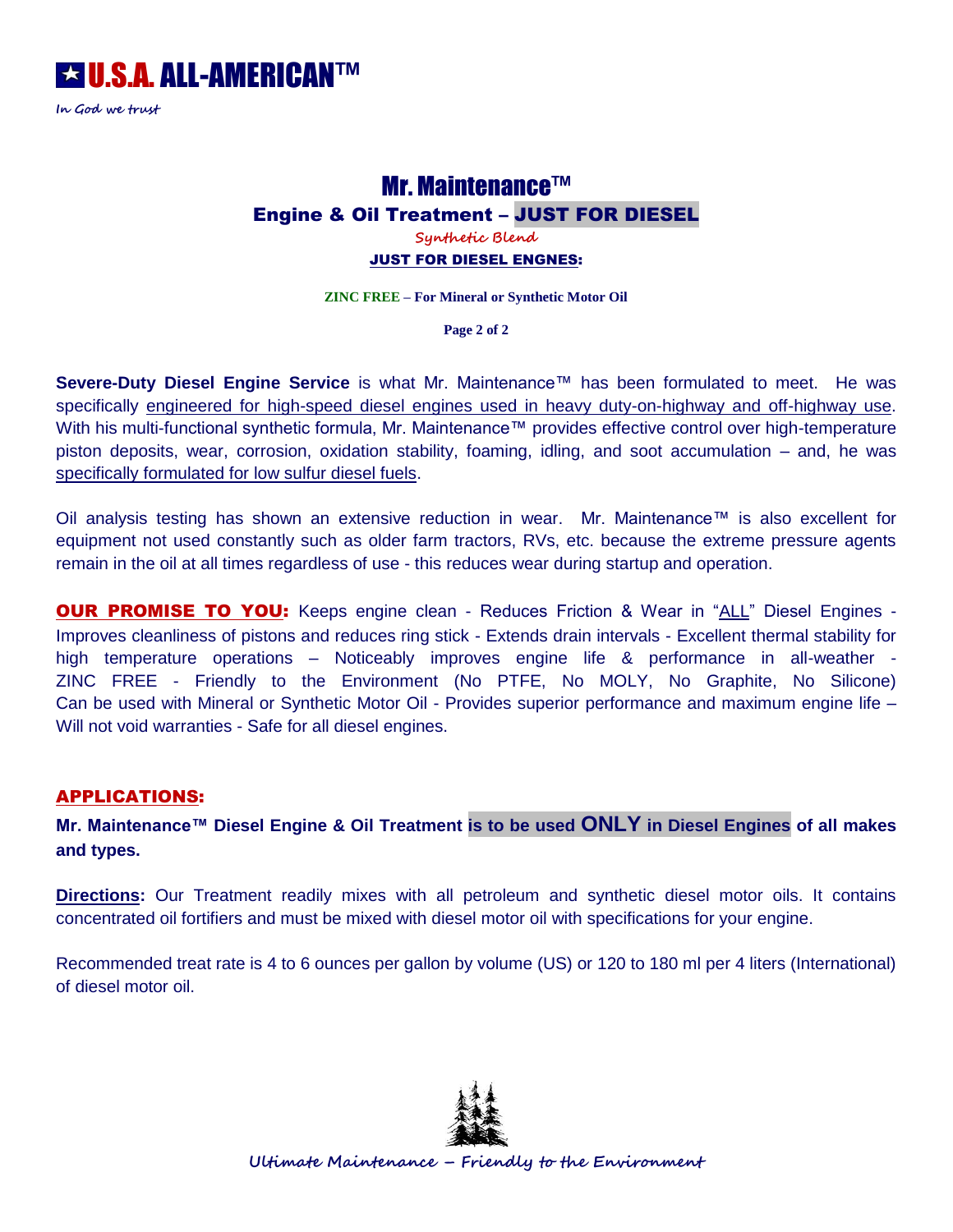**U.S.A. ALL-AMERICAN™**

*In God we trust*

# Mr. Maintenance™

## Engine & Oil Treatment – JUST FOR DIESEL

*Synthetic Blend*

**JUST FOR DIESEL ENGNES:**

**ZINC FREE – For Mineral or Synthetic Motor Oil**

**Severe-Duty Diesel Engine Service** is what Mr. Maintenance™ has been formulated to meet. He was specifically engineered for high-speed diesel engines used in heavy duty-on-highway and off-highway use. With his multi-functional synthetic formula, Mr. Maintenance™ provides effective control over high-temperature piston deposits, wear, corrosion, oxidation stability, foaming, idling, and soot accumulation – and, he was specifically formulated for low sulfur diesel fuels.

Oil analysis testing has shown an extensive reduction in wear. Mr. Maintenance™ is also excellent for equipment not used constantly such as older farm tractors, RVs, etc. because the extreme pressure agents remain in the oil at all times regardless of use - this reduces wear during startup and operation.

**OUR PROMISE TO YOU:** Keeps engine clean - Reduces Friction & Wear in "ALL" Diesel Engines - Improves cleanliness of pistons and reduces ring stick - Extends drain intervals - Excellent thermal stability for high temperature operations – Noticeably improves engine life & performance in all-weather - ZINC FREE - Friendly to the Environment (No PTFE, No MOLY, No Graphite, No Silicone) Can be used with Mineral or Synthetic Motor Oil - Provides superior performance and maximum engine life – Will not void warranties - Safe for all diesel engines.

## APPLICATIONS:

**Mr. Maintenance™ Diesel Engine & Oil Treatment is to be used ONLY in Diesel Engines of all makes and types.**

**Directions:** Our Treatment readily mixes with all petroleum and synthetic diesel motor oils. It contains concentrated oil fortifiers and must be mixed with diesel motor oil with specifications for your engine.

Recommended treat rate is 4 to 6 ounces per gallon by volume (US) or 120 to 180 ml per 4 liters (International) of diesel motor oil.

*Ultimate Maintenance – Friendly to the Environment*